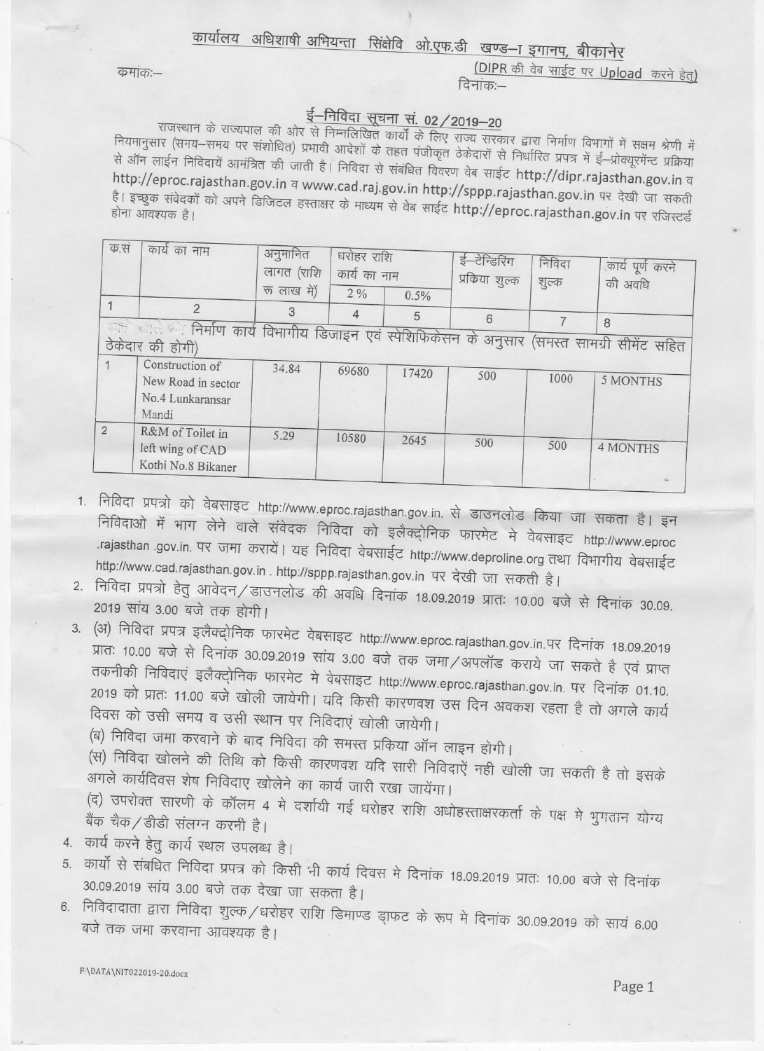# कार्यालय अधिशाषी अभियन्ता सिंक्षेवि ओ.एफ.डी खण्ड–ा इगानप, बीकानेर

क्रमांकः–

(DIPR की वेब साईट पर Upload करने हेतु)
दिनांकः–

## ई–निविदा सूचना सं. 02/2019–20

राजस्थान के राज्यपाल की ओर से निम्नलिखित कार्यो के लिए राज्य सरकार द्वारा निर्माण विभागों में सक्षम श्रेणी में नियमानुसार (समय–समय पर संशोधित) प्रभावी आदेशों के तहत पंजीकृत ठेकेदारों से निर्धारित प्रपत्र में ई–प्रोक्यूरमेंन्ट प्रक्रिया से ऑन लाईन निविदायें आमंत्रित की जाती है। निविदा से संबंधित विवरण वेब साईट http://dipr.rajasthan.gov.in व http://eproc.rajasthan.gov.in व www.cad.raj.gov.in http://sppp.rajasthan.gov.in पर देखी जा सकती है। इच्छुक संवेदकों को अपने डिजिटल हस्ताक्षर के माध्यम से वेब साईट http://eproc.rajasthan.gov.in पर रजिस्टर्ड होना आवश्यक है।

| क्र.सं | कार्य का नाम | अनुमानित लागत (राशि रू लाख में) | धरोहर राशि कार्य का नाम | | ई–टेन्डिरिंग प्रक्रिया शुल्क | निविदा शुल्क | कार्य पूर्ण करने की अवधि |
|---|---|---|---|---|---|---|---|
| | | | 2% | 0.5% | | | |
| 1 | 2 | 3 | 4 | 5 | 6 | 7 | 8 |
| ... निर्माण कार्य विभागीय डिजाइन एवं स्पेसिफिकेसन के अनुसार (समस्त सामग्री सीमेंट सहित ठेकेदार की होगी) | | | | | | | |
| 1 | Construction of New Road in sector No.4 Lunkaransar Mandi | 34.84 | 69680 | 17420 | 500 | 1000 | 5 MONTHS |
| 2 | R&M of Toilet in left wing of CAD Kothi No.8 Bikaner | 5.29 | 10580 | 2645 | 500 | 500 | 4 MONTHS |

1. निविदा प्रपत्रो को वेबसाइट http://www.eproc.rajasthan.gov.in. से डाउनलोड किया जा सकता है। इन निविदाओ में भाग लेने वाले संवेदक निविदा को इलेक्ट्रोनिक फारमेट मे वेबसाइट http://www.eproc .rajasthan .gov.in. पर जमा करायें। यह निविदा वेबसाईट http://www.deproline.org तथा विभागीय वेबसाईट http://www.cad.rajasthan.gov.in . http://sppp.rajasthan.gov.in पर देखी जा सकती है।
2. निविदा प्रपत्रो हेतु आवेदन/डाउनलोड की अवधि दिनांक 18.09.2019 प्रातः 10.00 बजे से दिनांक 30.09. 2019 सांय 3.00 बजे तक होगी।
3. (अ) निविदा प्रपत्र इलैक्ट्रोनिक फारमेट वेबसाइट http://www.eproc.rajasthan.gov.in.पर दिनांक 18.09.2019 प्रातः 10.00 बजे से दिनांक 30.09.2019 सांय 3.00 बजे तक जमा/अपलॉड कराये जा सकते है एवं प्राप्त तकनीकी निविदाएं इलैक्ट्रोनिक फारमेट मे वेबसाइट http://www.eproc.rajasthan.gov.in. पर दिनांक 01.10. 2019 को प्रातः 11.00 बजे खोली जायेगी। यदि किसी कारणवश उस दिन अवकश रहता है तो अगले कार्य दिवस को उसी समय व उसी स्थान पर निविदाएं खोली जायेगी।

   (ब) निविदा जमा करवाने के बाद निविदा की समस्त प्रकिया ऑन लाइन होगी।

   (स) निविदा खोलने की तिथि को किसी कारणवश यदि सारी निविदाऐं नही खोली जा सकती है तो इसके अगले कार्यदिवस शेष निविदाए खोलेने का कार्य जारी रखा जायेंगा।

   (द) उपरोक्त सारणी के कॉलम 4 मे दर्शायी गई धरोहर राशि अधोहस्ताक्षरकर्ता के पक्ष मे भुगतान योग्य बैंक चैक/डीडी संलग्न करनी है।
4. कार्य करने हेतु कार्य स्थल उपलब्ध है।
5. कार्यो से संबंधित निविदा प्रपत्र को किसी भी कार्य दिवस मे दिनांक 18.09.2019 प्रातः 10.00 बजे से दिनांक 30.09.2019 सांय 3.00 बजे तक देखा जा सकता है।
6. निविदादाता द्वारा निविदा शुल्क/धरोहर राशि डिमाण्ड ड्राफट के रूप मे दिनांक 30.09.2019 को सायं 6.00 बजे तक जमा करवाना आवश्यक है।

F:\DATA\NIT022019-20.docx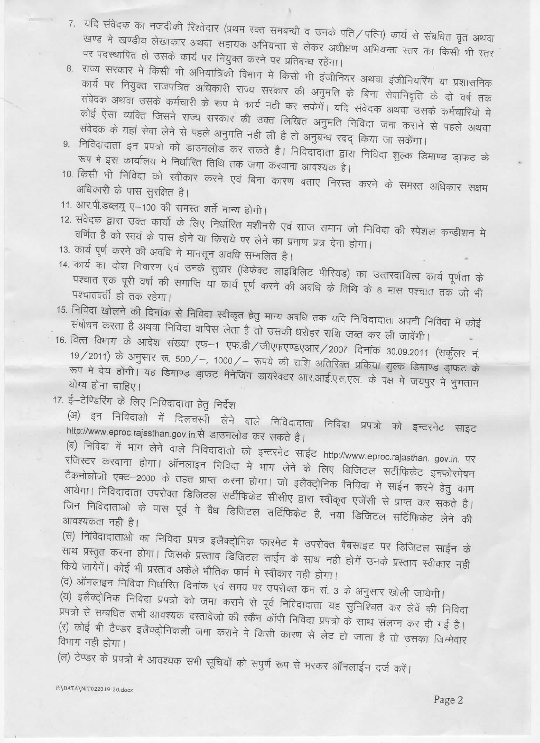7. यदि संवेदक का नजदीकी रिश्तेदार (प्रथम रक्त समबन्धी व उनके पति/पत्नि) कार्य से संबधित वृत अथवा खण्ड मे खण्डीय लेखाकार अथवा सहायक अभियन्ता से लेकर अधीक्षण अभियन्ता स्तर का किसी भी स्तर पर पदस्थापित हो उसके कार्य पर नियुक्त करने पर प्रतिबन्ध रहेंगा।
8. राज्य सरकार मे किसी भी अभियान्त्रिकी विभाग मे किसी भी इंजीनियर अथवा इंजीनियरिंग या प्रशासनिक कार्य पर नियुक्त राजपत्रित अधिकारी राज्य सरकार की अनुमति के बिना सेवानिवृति के दो वर्ष तक संवेदक अथवा उसके कर्मचारी के रूप मे कार्य नही कर सकेगें। यदि संवेदक अथवा उसके कर्मचारियो मे कोई ऐसा व्यक्ति जिसने राज्य सरकार की उक्त लिखित अनुमति निविदा जमा कराने से पहले अथवा संवेदक के यहां सेवा लेने से पहले अनुमति नही ली है तो अनुबन्ध रदद् किया जा सकेंगा।
9. निविदादाता इन प्रपत्रो को डाउनलोड कर सकते है। निविदादाता द्वारा निविदा शुल्क डिमाण्ड ड्राफट के रूप मे इस कार्यालय मे निर्धारित तिथि तक जमा करवाना आवश्यक है।
10. किसी भी निविदा को स्वीकार करने एवं बिना कारण बताए निरस्त करने के समस्त अधिकार सक्षम अधिकारी के पास सुरक्षित है।
11. आर.पी.डब्लयू ए–100 की समस्त शर्ते मान्य होगी।
12. संवेदक द्वारा उक्त कार्यो के लिए निर्धारित मशीनरी एवं साज समान जो निविदा की स्पेशल कन्डीशन मे वर्णित है को स्वयं के पास होने या किराये पर लेने का प्रमाण प्रत्र देना होगा।
13. कार्य पूर्ण करने की अवधि मे मानसून अवधि सम्मलित है।
14. कार्य का दोश निवारण एवं उनके सुधार (डिफेक्ट लाइबिलिट पीरियड) का उत्तरदायित्व कार्य पूर्णता के पश्चात एक पूरी वर्षा की समाप्ति या कार्य पूर्ण करने की अवधि के तिथि के 6 मास पश्चात तक जो भी पश्चातवर्ती हो तक रहेगा।
15. निविदा खोलने की दिनांक से निविदा स्वीकृत हेतु मान्य अवधि तक यदि निविदादाता अपनी निविदा में कोई संषोधन करता है अथवा निविदा वापिस लेता है तो उसकी धरोहर राशि जब्त कर ली जावेंगी।
16. वित्त विभाग के आदेश संख्या एफ–1 एफ.डी/जीएफएण्डएआर/2007 दिनांक 30.09.2011 (सर्कुलर नं. 19/2011) के अनुसार रू. 500/–, 1000/– रूपये की राशि अतिरिक्त प्रकिया शुल्क डिमाण्ड ड्राफट के रूप मे देय होंगी। यह डिमाण्ड ड्राफट मैनेजिंग डायरेक्टर आर.आई.एस.एल. के पक्ष मे जयपुर मे भुगतान योग्य होना चाहिए।
17. ई–टेण्डिरिंग के लिए निविदादाता हेतु निर्देश

(अ) इन निविदाओ में दिलचस्पी लेने वाले निविदादाता निविदा प्रपत्रो को इन्टरनेट साइट http://www.eproc.rajasthan.gov.in.से डाउनलोड कर सकते है।

(ब) निविदा में भाग लेने वाले निविदादातो को इन्टरनेट साईट http://www.eproc.rajasthan. gov.in. पर रजिस्टर करवाना होगा। ऑनलाइन निविदा मे भाग लेने के लिए डिजिटल सर्टीफिकेट इनफोरमेषन टैकनोलोजी एक्ट–2000 के तहत प्राप्त करना होगा। जो इलैक्ट्रोनिक निविदा मे साईन करने हेतु काम आयेगा। निविदादाता उपरोक्त डिजिटल सर्टीफिकेट सीसीए द्वारा स्वीकृत एजेंसी से प्राप्त कर सकते है। जिन निविदाताओ के पास पूर्व मे वैध डिजिटल सर्टिफिकेट है, नया डिजिटल सर्टिफिकेट लेने की आवश्यकता नही है।

(स) निविदादाताओ का निविदा प्रपत्र इलैक्ट्रोनिक फारमेट मे उपरोक्त वैबसाइट पर डिजिटल साईन के साथ प्रस्तुत करना होगा। जिसके प्रस्ताव डिजिटल साईन के साथ नही होगें उनके प्रस्ताव स्वीकार नही किये जायेगें। कोई भी प्रस्ताव अकेले भौतिक फार्म मे स्वीकार नही होगा।

(द) ऑनलाइन निविदा निर्धारित दिनांक एवं समय पर उपरोक्त क्रम सं. 3 के अनुसार खोली जायेगी।

(य) इलैक्ट्रोनिक निविदा प्रपत्रो को जमा कराने से पूर्व निविदादाता यह सुनिश्चित कर लेवें की निविदा प्रपत्रो से सम्बधित सभी आवश्यक दस्तावेजो की स्कैन कॉपी निविदा प्रपत्रो के साथ संलग्न कर दी गई है।

(र) कोई भी टैण्डर इलैक्ट्रोनिकली जमा कराने मे किसी कारण से लेट हो जाता है तो उसका जिम्मेवार विभाग नही होगा।

(ल) टेण्डर के प्रपत्रो मे आवश्यक सभी सूचियों को सपुर्ण रूप से भरकर ऑनलाईन दर्ज करें।

F:\DATA\NIT022019-20.docx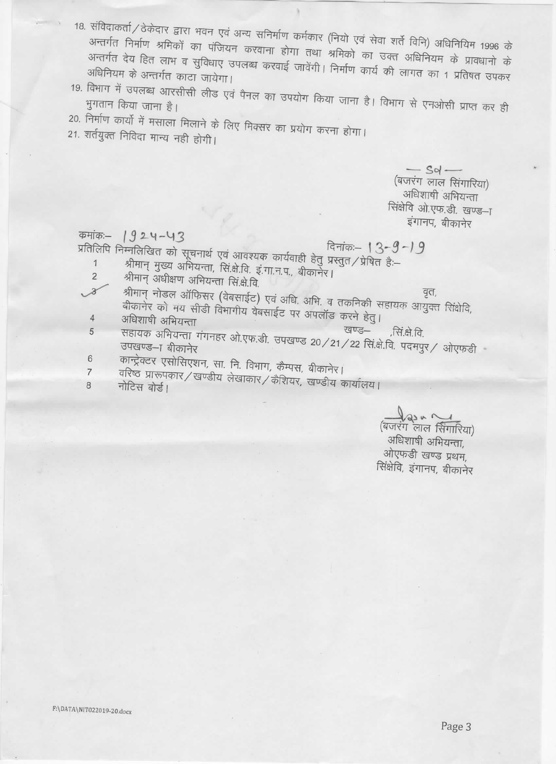18. संविदाकर्ता/ठेकेदार द्वारा भवन एवं अन्य सनिर्माण कर्मकार (नियो एवं सेवा शर्ते विनि) अधिनियम 1996 के अन्तर्गत निर्माण श्रमिकों का पंजियन करवाना होगा तथा श्रमिको का उक्त अधिनियम के प्रावधानो के अन्तर्गत देय हित लाभ व सुविधाए उपलब्ध करवाई जावेंगी। निर्माण कार्य की लागत का 1 प्रतिषत उपकर अधिनियम के अन्तर्गत काटा जायेगा।
19. विभाग में उपलब्ध आरसीसी लीड एवं पैनल का उपयोग किया जाना है। विभाग से एनओसी प्राप्त कर ही भुगतान किया जाना है।
20. निर्माण कार्यो में मसाला मिलाने के लिए मिक्सर का प्रयोग करना होगा।
21. शर्तयुक्त निविदा मान्य नही होगी।

— Sd —
(बजरंग लाल सिंगारिया)
अधिशाषी अभियन्ता
सिंक्षेवि ओ.एफ.डी. खण्ड–I
इंगानप, बीकानेर

कमांकः– 1924-43 दिनांकः– 13-9-19

प्रतिलिपि निम्नलिखित को सूचनार्थ एवं आवश्यक कार्यवाही हेतु प्रस्तुत/प्रेषित हैः–

1. श्रीमान् मुख्य अभियन्ता, सिं.क्षे.वि. इं.गा.न.प., बीकानेर।
2. श्रीमान् अधीक्षण अभियन्ता सिं.क्षे.वि. वृत,
3. श्रीमान् नोडल ऑफिसर (वेबसाईट) एवं अधि. अभि. व तकनिकी सहायक आयुक्त सिंक्षेवि, बीकानेर को मय सीडी विभागीय वेबसाईट पर अपलॉड करने हेतु।
4. अधिशाषी अभियन्ता खण्ड– ,सिं.क्षे.वि.
5. सहायक अभियन्ता गंगनहर ओ.एफ.डी. उपखण्ड 20/21/22 सिं.क्षे.वि. पदमपुर/ ओएफडी उपखण्ड–I बीकानेर
6. कान्ट्रेक्टर एसोसिएशन, सा. नि. विभाग, कैम्पस, बीकानेर।
7. वरिष्ठ प्रारूपकार/खण्डीय लेखाकार/कैशियर, खण्डीय कार्यालय।
8. नोटिस बोर्ड।

(बजरंग लाल सिंगारिया)
अधिशाषी अभियन्ता,
ओएफडी खण्ड प्रथम,
सिंक्षेवि, इंगानप, बीकानेर

F:\DATA\NIT022019-20.docx